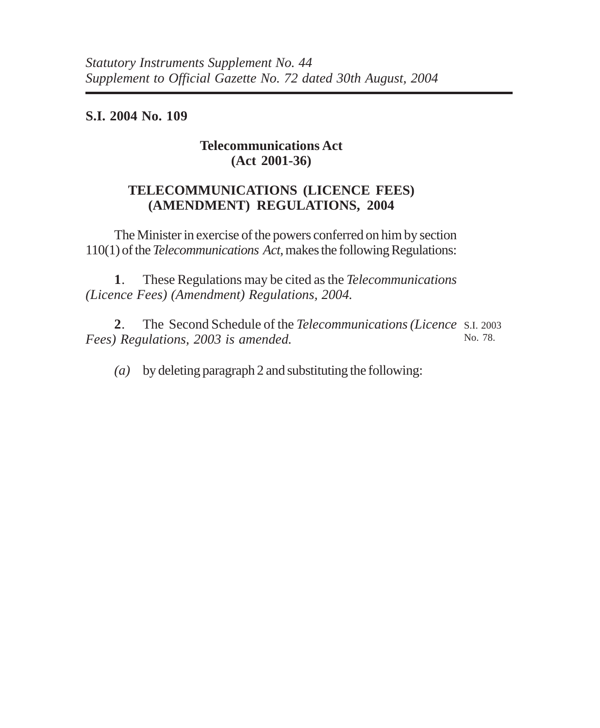*Statutory Instruments Supplement No. 44*
*Supplement to Official Gazette No. 72 dated 30th August, 2004*

**S.I. 2004 No. 109**

**Telecommunications Act**
**(Act 2001-36)**

# TELECOMMUNICATIONS (LICENCE FEES) (AMENDMENT) REGULATIONS, 2004

The Minister in exercise of the powers conferred on him by section 110(1) of the *Telecommunications Act,* makes the following Regulations:

**1**. These Regulations may be cited as the *Telecommunications (Licence Fees) (Amendment) Regulations, 2004.*

**2**. The Second Schedule of the *Telecommunications (Licence Fees) Regulations, 2003 is amended.*

S.I. 2003 No. 78.

*(a)* by deleting paragraph 2 and substituting the following: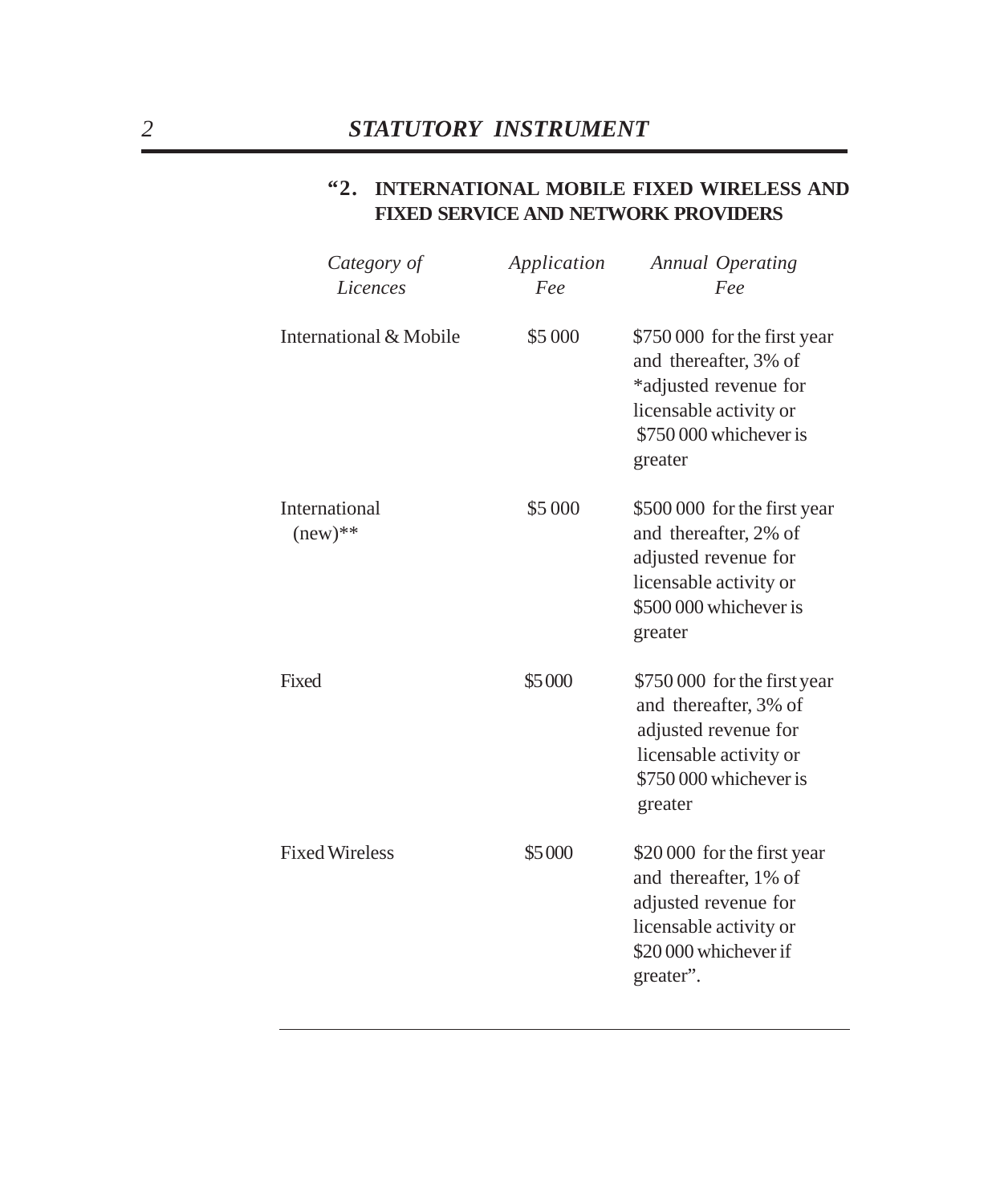**"2. INTERNATIONAL MOBILE FIXED WIRELESS AND FIXED SERVICE AND NETWORK PROVIDERS**

| *Category of Licences* | *Application Fee* | *Annual Operating Fee* |
|---|---|---|
| International & Mobile | $5 000 | $750 000 for the first year and thereafter, 3% of *adjusted revenue for licensable activity or $750 000 whichever is greater |
| International (new)** | $5 000 | $500 000 for the first year and thereafter, 2% of adjusted revenue for licensable activity or $500 000 whichever is greater |
| Fixed | $5 000 | $750 000 for the first year and thereafter, 3% of adjusted revenue for licensable activity or $750 000 whichever is greater |
| Fixed Wireless | $5 000 | $20 000 for the first year and thereafter, 1% of adjusted revenue for licensable activity or $20 000 whichever if greater". |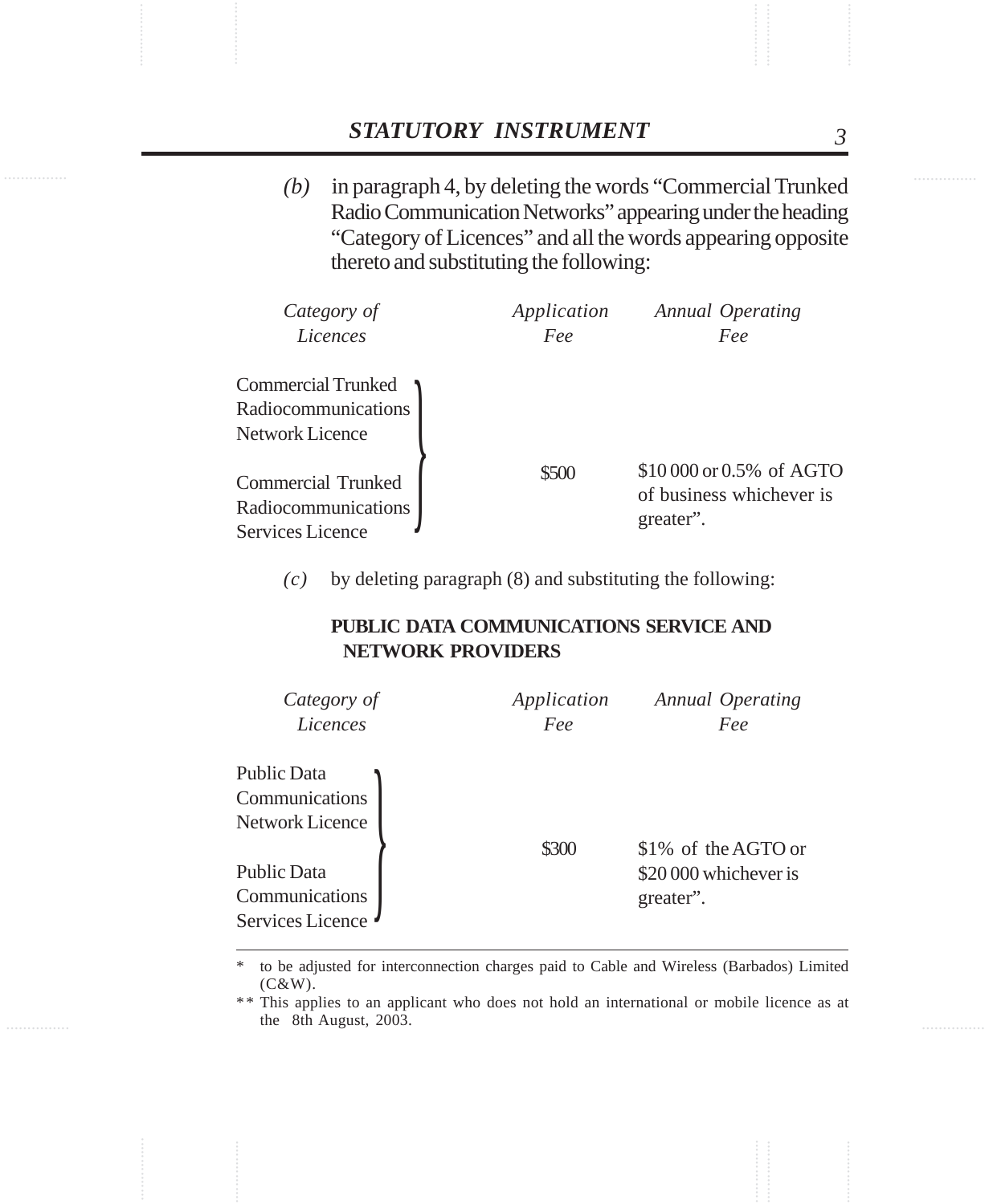*(b)* in paragraph 4, by deleting the words "Commercial Trunked Radio Communication Networks" appearing under the heading "Category of Licences" and all the words appearing opposite thereto and substituting the following:

| *Category of Licences* | *Application Fee* | *Annual Operating Fee* |
|---|---|---|
| Commercial Trunked Radiocommunications Network Licence<br><br>Commercial Trunked Radiocommunications Services Licence | $500 | $10 000 or 0.5% of AGTO of business whichever is greater". |

*(c)* by deleting paragraph (8) and substituting the following:

**PUBLIC DATA COMMUNICATIONS SERVICE AND NETWORK PROVIDERS**

| *Category of Licences* | *Application Fee* | *Annual Operating Fee* |
|---|---|---|
| Public Data Communications Network Licence<br><br>Public Data Communications Services Licence | $300 | $1% of the AGTO or $20 000 whichever is greater". |

---

\* to be adjusted for interconnection charges paid to Cable and Wireless (Barbados) Limited (C&W).

\*\* This applies to an applicant who does not hold an international or mobile licence as at the 8th August, 2003.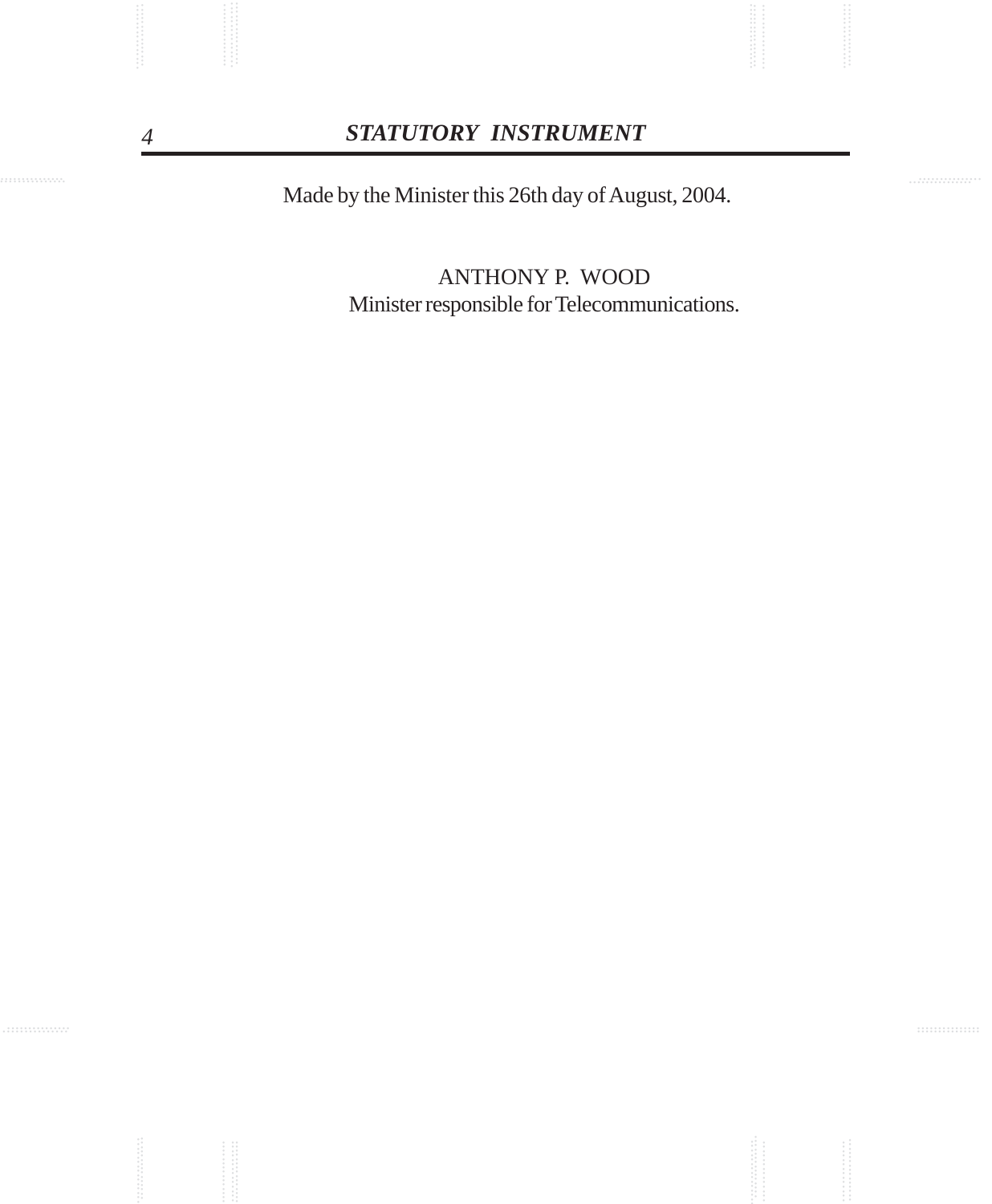Made by the Minister this 26th day of August, 2004.

ANTHONY P. WOOD
Minister responsible for Telecommunications.